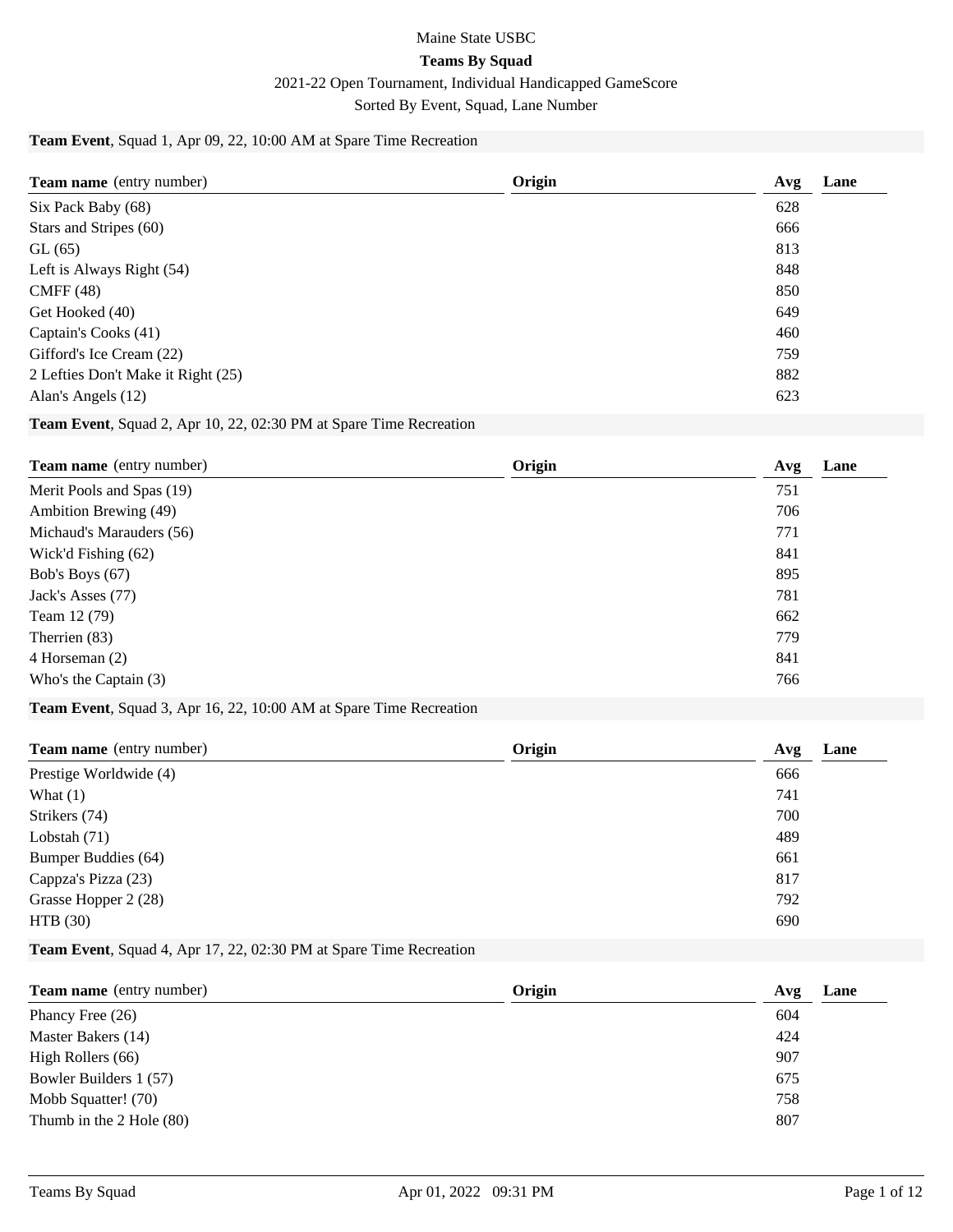Maine State USBC

**Teams By Squad**

2021-22 Open Tournament, Individual Handicapped GameScore

Sorted By Event, Squad, Lane Number

**Team Event**, Squad 1, Apr 09, 22, 10:00 AM at Spare Time Recreation

| **Team name** (entry number) | **Origin** | **Avg** | **Lane** |
|---|---|---|---|
| Six Pack Baby (68) | | 628 | |
| Stars and Stripes (60) | | 666 | |
| GL (65) | | 813 | |
| Left is Always Right (54) | | 848 | |
| CMFF (48) | | 850 | |
| Get Hooked (40) | | 649 | |
| Captain's Cooks (41) | | 460 | |
| Gifford's Ice Cream (22) | | 759 | |
| 2 Lefties Don't Make it Right (25) | | 882 | |
| Alan's Angels (12) | | 623 | |

**Team Event**, Squad 2, Apr 10, 22, 02:30 PM at Spare Time Recreation

| **Team name** (entry number) | **Origin** | **Avg** | **Lane** |
|---|---|---|---|
| Merit Pools and Spas (19) | | 751 | |
| Ambition Brewing (49) | | 706 | |
| Michaud's Marauders (56) | | 771 | |
| Wick'd Fishing (62) | | 841 | |
| Bob's Boys (67) | | 895 | |
| Jack's Asses (77) | | 781 | |
| Team 12 (79) | | 662 | |
| Therrien (83) | | 779 | |
| 4 Horseman (2) | | 841 | |
| Who's the Captain (3) | | 766 | |

**Team Event**, Squad 3, Apr 16, 22, 10:00 AM at Spare Time Recreation

| **Team name** (entry number) | **Origin** | **Avg** | **Lane** |
|---|---|---|---|
| Prestige Worldwide (4) | | 666 | |
| What (1) | | 741 | |
| Strikers (74) | | 700 | |
| Lobstah (71) | | 489 | |
| Bumper Buddies (64) | | 661 | |
| Cappza's Pizza (23) | | 817 | |
| Grasse Hopper 2 (28) | | 792 | |
| HTB (30) | | 690 | |

**Team Event**, Squad 4, Apr 17, 22, 02:30 PM at Spare Time Recreation

| **Team name** (entry number) | **Origin** | **Avg** | **Lane** |
|---|---|---|---|
| Phancy Free (26) | | 604 | |
| Master Bakers (14) | | 424 | |
| High Rollers (66) | | 907 | |
| Bowler Builders 1 (57) | | 675 | |
| Mobb Squatter! (70) | | 758 | |
| Thumb in the 2 Hole (80) | | 807 | |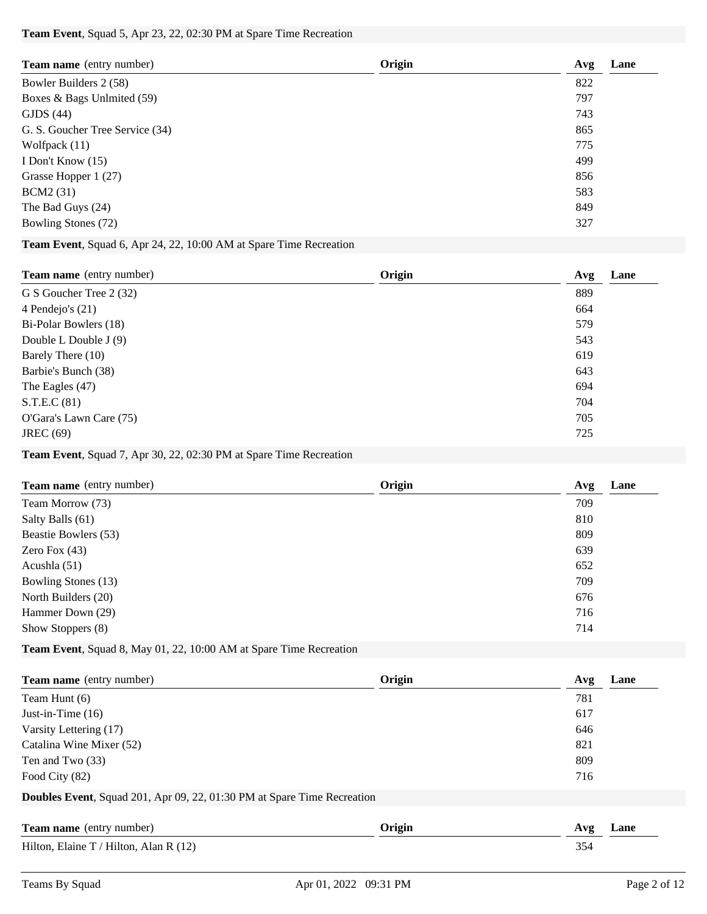**Team Event**, Squad 5, Apr 23, 22, 02:30 PM at Spare Time Recreation

| **Team name** (entry number) | **Origin** | **Avg** | **Lane** |
|---|---|---|---|
| Bowler Builders 2 (58) | | 822 | |
| Boxes & Bags Unlmited (59) | | 797 | |
| GJDS (44) | | 743 | |
| G. S. Goucher Tree Service (34) | | 865 | |
| Wolfpack (11) | | 775 | |
| I Don't Know (15) | | 499 | |
| Grasse Hopper 1 (27) | | 856 | |
| BCM2 (31) | | 583 | |
| The Bad Guys (24) | | 849 | |
| Bowling Stones (72) | | 327 | |

**Team Event**, Squad 6, Apr 24, 22, 10:00 AM at Spare Time Recreation

| **Team name** (entry number) | **Origin** | **Avg** | **Lane** |
|---|---|---|---|
| G S Goucher Tree 2 (32) | | 889 | |
| 4 Pendejo's (21) | | 664 | |
| Bi-Polar Bowlers (18) | | 579 | |
| Double L Double J (9) | | 543 | |
| Barely There (10) | | 619 | |
| Barbie's Bunch (38) | | 643 | |
| The Eagles (47) | | 694 | |
| S.T.E.C (81) | | 704 | |
| O'Gara's Lawn Care (75) | | 705 | |
| JREC (69) | | 725 | |

**Team Event**, Squad 7, Apr 30, 22, 02:30 PM at Spare Time Recreation

| **Team name** (entry number) | **Origin** | **Avg** | **Lane** |
|---|---|---|---|
| Team Morrow (73) | | 709 | |
| Salty Balls (61) | | 810 | |
| Beastie Bowlers (53) | | 809 | |
| Zero Fox (43) | | 639 | |
| Acushla (51) | | 652 | |
| Bowling Stones (13) | | 709 | |
| North Builders (20) | | 676 | |
| Hammer Down (29) | | 716 | |
| Show Stoppers (8) | | 714 | |

**Team Event**, Squad 8, May 01, 22, 10:00 AM at Spare Time Recreation

| **Team name** (entry number) | **Origin** | **Avg** | **Lane** |
|---|---|---|---|
| Team Hunt (6) | | 781 | |
| Just-in-Time (16) | | 617 | |
| Varsity Lettering (17) | | 646 | |
| Catalina Wine Mixer (52) | | 821 | |
| Ten and Two (33) | | 809 | |
| Food City (82) | | 716 | |

**Doubles Event**, Squad 201, Apr 09, 22, 01:30 PM at Spare Time Recreation

| **Team name** (entry number) | **Origin** | **Avg** | **Lane** |
|---|---|---|---|
| Hilton, Elaine T / Hilton, Alan R (12) | | 354 | |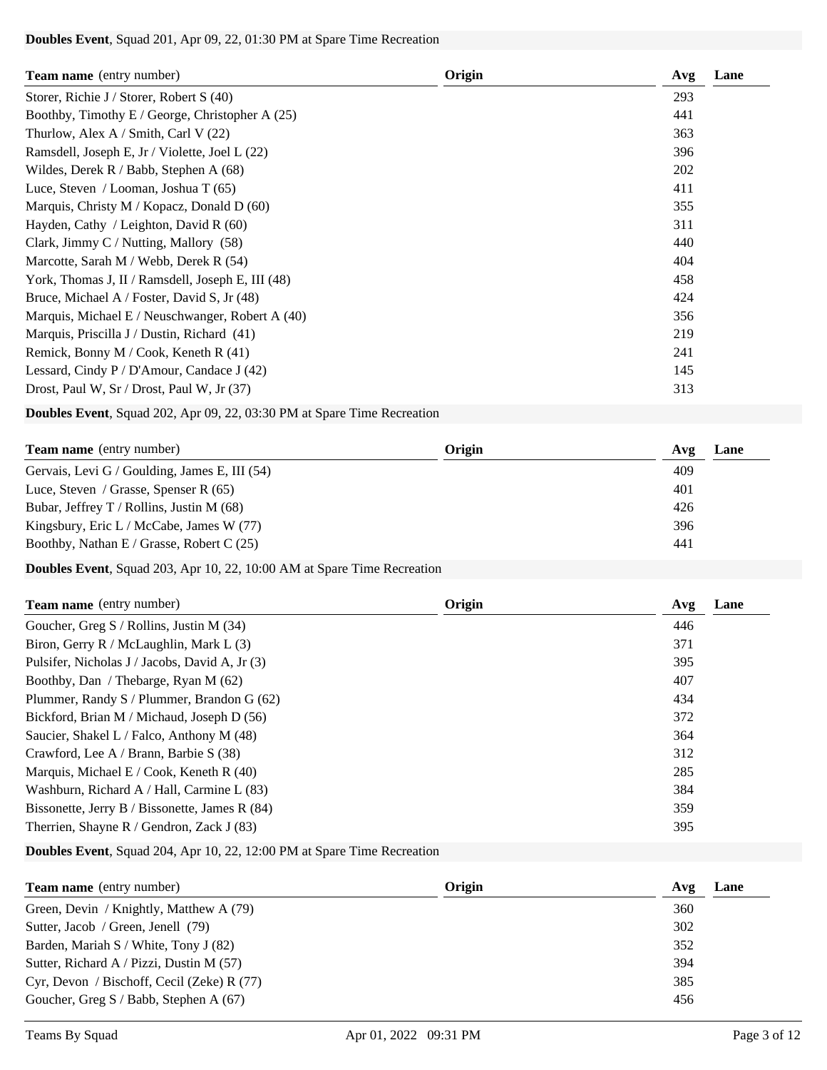**Doubles Event**, Squad 201, Apr 09, 22, 01:30 PM at Spare Time Recreation

| **Team name** (entry number) | **Origin** | **Avg** | **Lane** |
|---|---|---|---|
| Storer, Richie J / Storer, Robert S (40) | | 293 | |
| Boothby, Timothy E / George, Christopher A (25) | | 441 | |
| Thurlow, Alex A / Smith, Carl V (22) | | 363 | |
| Ramsdell, Joseph E, Jr / Violette, Joel L (22) | | 396 | |
| Wildes, Derek R / Babb, Stephen A (68) | | 202 | |
| Luce, Steven / Looman, Joshua T (65) | | 411 | |
| Marquis, Christy M / Kopacz, Donald D (60) | | 355 | |
| Hayden, Cathy / Leighton, David R (60) | | 311 | |
| Clark, Jimmy C / Nutting, Mallory (58) | | 440 | |
| Marcotte, Sarah M / Webb, Derek R (54) | | 404 | |
| York, Thomas J, II / Ramsdell, Joseph E, III (48) | | 458 | |
| Bruce, Michael A / Foster, David S, Jr (48) | | 424 | |
| Marquis, Michael E / Neuschwanger, Robert A (40) | | 356 | |
| Marquis, Priscilla J / Dustin, Richard (41) | | 219 | |
| Remick, Bonny M / Cook, Keneth R (41) | | 241 | |
| Lessard, Cindy P / D'Amour, Candace J (42) | | 145 | |
| Drost, Paul W, Sr / Drost, Paul W, Jr (37) | | 313 | |

**Doubles Event**, Squad 202, Apr 09, 22, 03:30 PM at Spare Time Recreation

| **Team name** (entry number) | **Origin** | **Avg** | **Lane** |
|---|---|---|---|
| Gervais, Levi G / Goulding, James E, III (54) | | 409 | |
| Luce, Steven / Grasse, Spenser R (65) | | 401 | |
| Bubar, Jeffrey T / Rollins, Justin M (68) | | 426 | |
| Kingsbury, Eric L / McCabe, James W (77) | | 396 | |
| Boothby, Nathan E / Grasse, Robert C (25) | | 441 | |

**Doubles Event**, Squad 203, Apr 10, 22, 10:00 AM at Spare Time Recreation

| **Team name** (entry number) | **Origin** | **Avg** | **Lane** |
|---|---|---|---|
| Goucher, Greg S / Rollins, Justin M (34) | | 446 | |
| Biron, Gerry R / McLaughlin, Mark L (3) | | 371 | |
| Pulsifer, Nicholas J / Jacobs, David A, Jr (3) | | 395 | |
| Boothby, Dan / Thebarge, Ryan M (62) | | 407 | |
| Plummer, Randy S / Plummer, Brandon G (62) | | 434 | |
| Bickford, Brian M / Michaud, Joseph D (56) | | 372 | |
| Saucier, Shakel L / Falco, Anthony M (48) | | 364 | |
| Crawford, Lee A / Brann, Barbie S (38) | | 312 | |
| Marquis, Michael E / Cook, Keneth R (40) | | 285 | |
| Washburn, Richard A / Hall, Carmine L (83) | | 384 | |
| Bissonette, Jerry B / Bissonette, James R (84) | | 359 | |
| Therrien, Shayne R / Gendron, Zack J (83) | | 395 | |

**Doubles Event**, Squad 204, Apr 10, 22, 12:00 PM at Spare Time Recreation

| **Team name** (entry number) | **Origin** | **Avg** | **Lane** |
|---|---|---|---|
| Green, Devin / Knightly, Matthew A (79) | | 360 | |
| Sutter, Jacob / Green, Jenell (79) | | 302 | |
| Barden, Mariah S / White, Tony J (82) | | 352 | |
| Sutter, Richard A / Pizzi, Dustin M (57) | | 394 | |
| Cyr, Devon / Bischoff, Cecil (Zeke) R (77) | | 385 | |
| Goucher, Greg S / Babb, Stephen A (67) | | 456 | |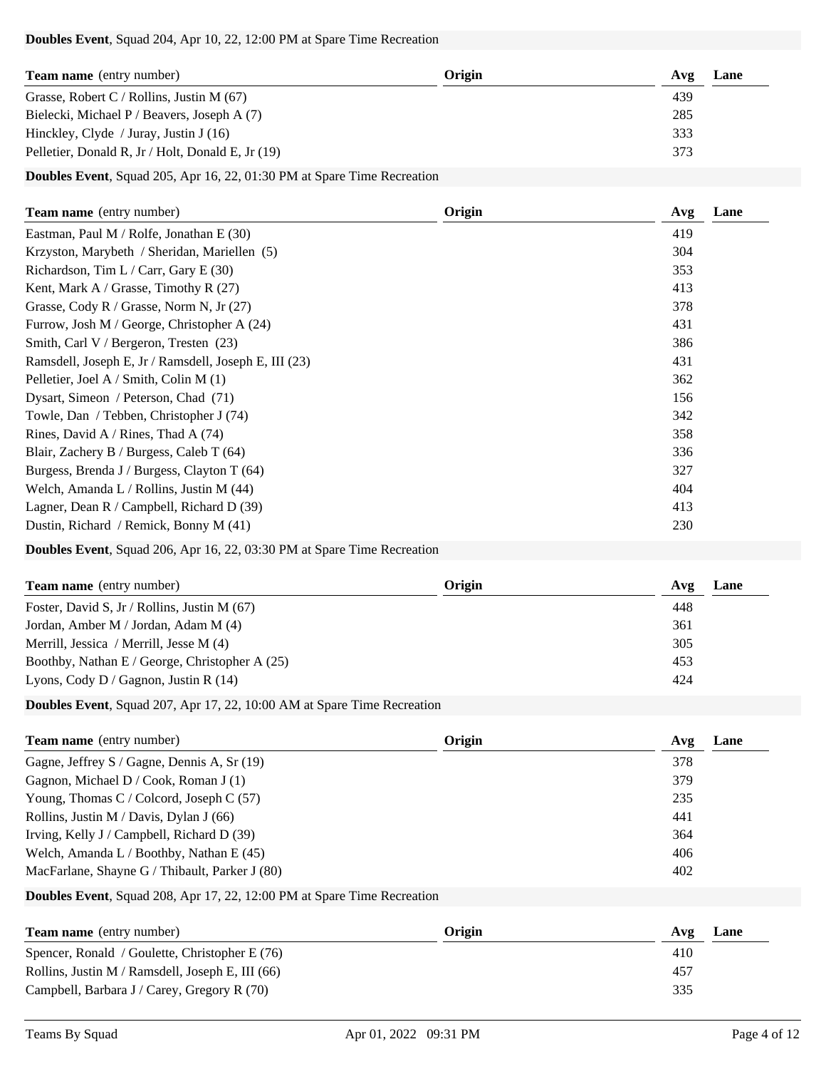**Doubles Event**, Squad 204, Apr 10, 22, 12:00 PM at Spare Time Recreation

| **Team name** (entry number) | **Origin** | **Avg** | **Lane** |
|---|---|---|---|
| Grasse, Robert C / Rollins, Justin M (67) | | 439 | |
| Bielecki, Michael P / Beavers, Joseph A (7) | | 285 | |
| Hinckley, Clyde / Juray, Justin J (16) | | 333 | |
| Pelletier, Donald R, Jr / Holt, Donald E, Jr (19) | | 373 | |

**Doubles Event**, Squad 205, Apr 16, 22, 01:30 PM at Spare Time Recreation

| **Team name** (entry number) | **Origin** | **Avg** | **Lane** |
|---|---|---|---|
| Eastman, Paul M / Rolfe, Jonathan E (30) | | 419 | |
| Krzyston, Marybeth / Sheridan, Mariellen (5) | | 304 | |
| Richardson, Tim L / Carr, Gary E (30) | | 353 | |
| Kent, Mark A / Grasse, Timothy R (27) | | 413 | |
| Grasse, Cody R / Grasse, Norm N, Jr (27) | | 378 | |
| Furrow, Josh M / George, Christopher A (24) | | 431 | |
| Smith, Carl V / Bergeron, Tresten (23) | | 386 | |
| Ramsdell, Joseph E, Jr / Ramsdell, Joseph E, III (23) | | 431 | |
| Pelletier, Joel A / Smith, Colin M (1) | | 362 | |
| Dysart, Simeon / Peterson, Chad (71) | | 156 | |
| Towle, Dan / Tebben, Christopher J (74) | | 342 | |
| Rines, David A / Rines, Thad A (74) | | 358 | |
| Blair, Zachery B / Burgess, Caleb T (64) | | 336 | |
| Burgess, Brenda J / Burgess, Clayton T (64) | | 327 | |
| Welch, Amanda L / Rollins, Justin M (44) | | 404 | |
| Lagner, Dean R / Campbell, Richard D (39) | | 413 | |
| Dustin, Richard / Remick, Bonny M (41) | | 230 | |

**Doubles Event**, Squad 206, Apr 16, 22, 03:30 PM at Spare Time Recreation

| **Team name** (entry number) | **Origin** | **Avg** | **Lane** |
|---|---|---|---|
| Foster, David S, Jr / Rollins, Justin M (67) | | 448 | |
| Jordan, Amber M / Jordan, Adam M (4) | | 361 | |
| Merrill, Jessica / Merrill, Jesse M (4) | | 305 | |
| Boothby, Nathan E / George, Christopher A (25) | | 453 | |
| Lyons, Cody D / Gagnon, Justin R (14) | | 424 | |

**Doubles Event**, Squad 207, Apr 17, 22, 10:00 AM at Spare Time Recreation

| **Team name** (entry number) | **Origin** | **Avg** | **Lane** |
|---|---|---|---|
| Gagne, Jeffrey S / Gagne, Dennis A, Sr (19) | | 378 | |
| Gagnon, Michael D / Cook, Roman J (1) | | 379 | |
| Young, Thomas C / Colcord, Joseph C (57) | | 235 | |
| Rollins, Justin M / Davis, Dylan J (66) | | 441 | |
| Irving, Kelly J / Campbell, Richard D (39) | | 364 | |
| Welch, Amanda L / Boothby, Nathan E (45) | | 406 | |
| MacFarlane, Shayne G / Thibault, Parker J (80) | | 402 | |

**Doubles Event**, Squad 208, Apr 17, 22, 12:00 PM at Spare Time Recreation

| **Team name** (entry number) | **Origin** | **Avg** | **Lane** |
|---|---|---|---|
| Spencer, Ronald / Goulette, Christopher E (76) | | 410 | |
| Rollins, Justin M / Ramsdell, Joseph E, III (66) | | 457 | |
| Campbell, Barbara J / Carey, Gregory R (70) | | 335 | |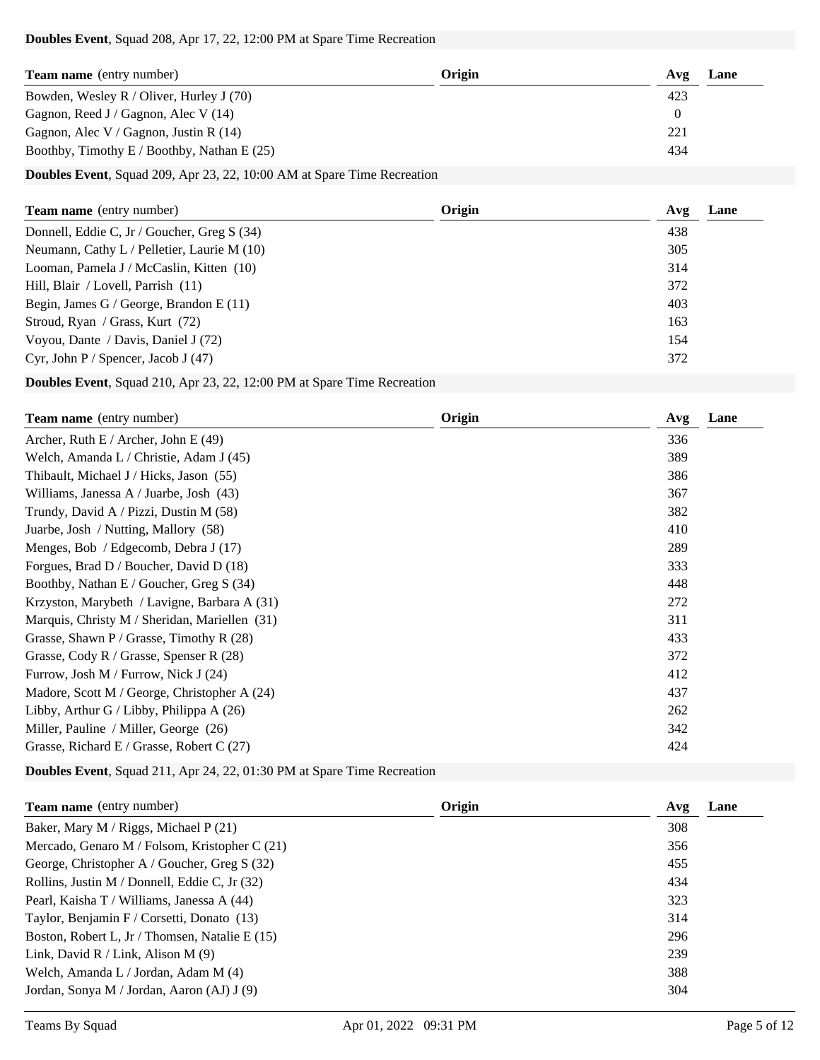**Doubles Event**, Squad 208, Apr 17, 22, 12:00 PM at Spare Time Recreation

| **Team name** (entry number) | **Origin** | **Avg** | **Lane** |
|---|---|---|---|
| Bowden, Wesley R / Oliver, Hurley J (70) | | 423 | |
| Gagnon, Reed J / Gagnon, Alec V (14) | | 0 | |
| Gagnon, Alec V / Gagnon, Justin R (14) | | 221 | |
| Boothby, Timothy E / Boothby, Nathan E (25) | | 434 | |

**Doubles Event**, Squad 209, Apr 23, 22, 10:00 AM at Spare Time Recreation

| **Team name** (entry number) | **Origin** | **Avg** | **Lane** |
|---|---|---|---|
| Donnell, Eddie C, Jr / Goucher, Greg S (34) | | 438 | |
| Neumann, Cathy L / Pelletier, Laurie M (10) | | 305 | |
| Looman, Pamela J / McCaslin, Kitten (10) | | 314 | |
| Hill, Blair / Lovell, Parrish (11) | | 372 | |
| Begin, James G / George, Brandon E (11) | | 403 | |
| Stroud, Ryan / Grass, Kurt (72) | | 163 | |
| Voyou, Dante / Davis, Daniel J (72) | | 154 | |
| Cyr, John P / Spencer, Jacob J (47) | | 372 | |

**Doubles Event**, Squad 210, Apr 23, 22, 12:00 PM at Spare Time Recreation

| **Team name** (entry number) | **Origin** | **Avg** | **Lane** |
|---|---|---|---|
| Archer, Ruth E / Archer, John E (49) | | 336 | |
| Welch, Amanda L / Christie, Adam J (45) | | 389 | |
| Thibault, Michael J / Hicks, Jason (55) | | 386 | |
| Williams, Janessa A / Juarbe, Josh (43) | | 367 | |
| Trundy, David A / Pizzi, Dustin M (58) | | 382 | |
| Juarbe, Josh / Nutting, Mallory (58) | | 410 | |
| Menges, Bob / Edgecomb, Debra J (17) | | 289 | |
| Forgues, Brad D / Boucher, David D (18) | | 333 | |
| Boothby, Nathan E / Goucher, Greg S (34) | | 448 | |
| Krzyston, Marybeth / Lavigne, Barbara A (31) | | 272 | |
| Marquis, Christy M / Sheridan, Mariellen (31) | | 311 | |
| Grasse, Shawn P / Grasse, Timothy R (28) | | 433 | |
| Grasse, Cody R / Grasse, Spenser R (28) | | 372 | |
| Furrow, Josh M / Furrow, Nick J (24) | | 412 | |
| Madore, Scott M / George, Christopher A (24) | | 437 | |
| Libby, Arthur G / Libby, Philippa A (26) | | 262 | |
| Miller, Pauline / Miller, George (26) | | 342 | |
| Grasse, Richard E / Grasse, Robert C (27) | | 424 | |

**Doubles Event**, Squad 211, Apr 24, 22, 01:30 PM at Spare Time Recreation

| **Team name** (entry number) | **Origin** | **Avg** | **Lane** |
|---|---|---|---|
| Baker, Mary M / Riggs, Michael P (21) | | 308 | |
| Mercado, Genaro M / Folsom, Kristopher C (21) | | 356 | |
| George, Christopher A / Goucher, Greg S (32) | | 455 | |
| Rollins, Justin M / Donnell, Eddie C, Jr (32) | | 434 | |
| Pearl, Kaisha T / Williams, Janessa A (44) | | 323 | |
| Taylor, Benjamin F / Corsetti, Donato (13) | | 314 | |
| Boston, Robert L, Jr / Thomsen, Natalie E (15) | | 296 | |
| Link, David R / Link, Alison M (9) | | 239 | |
| Welch, Amanda L / Jordan, Adam M (4) | | 388 | |
| Jordan, Sonya M / Jordan, Aaron (AJ) J (9) | | 304 | |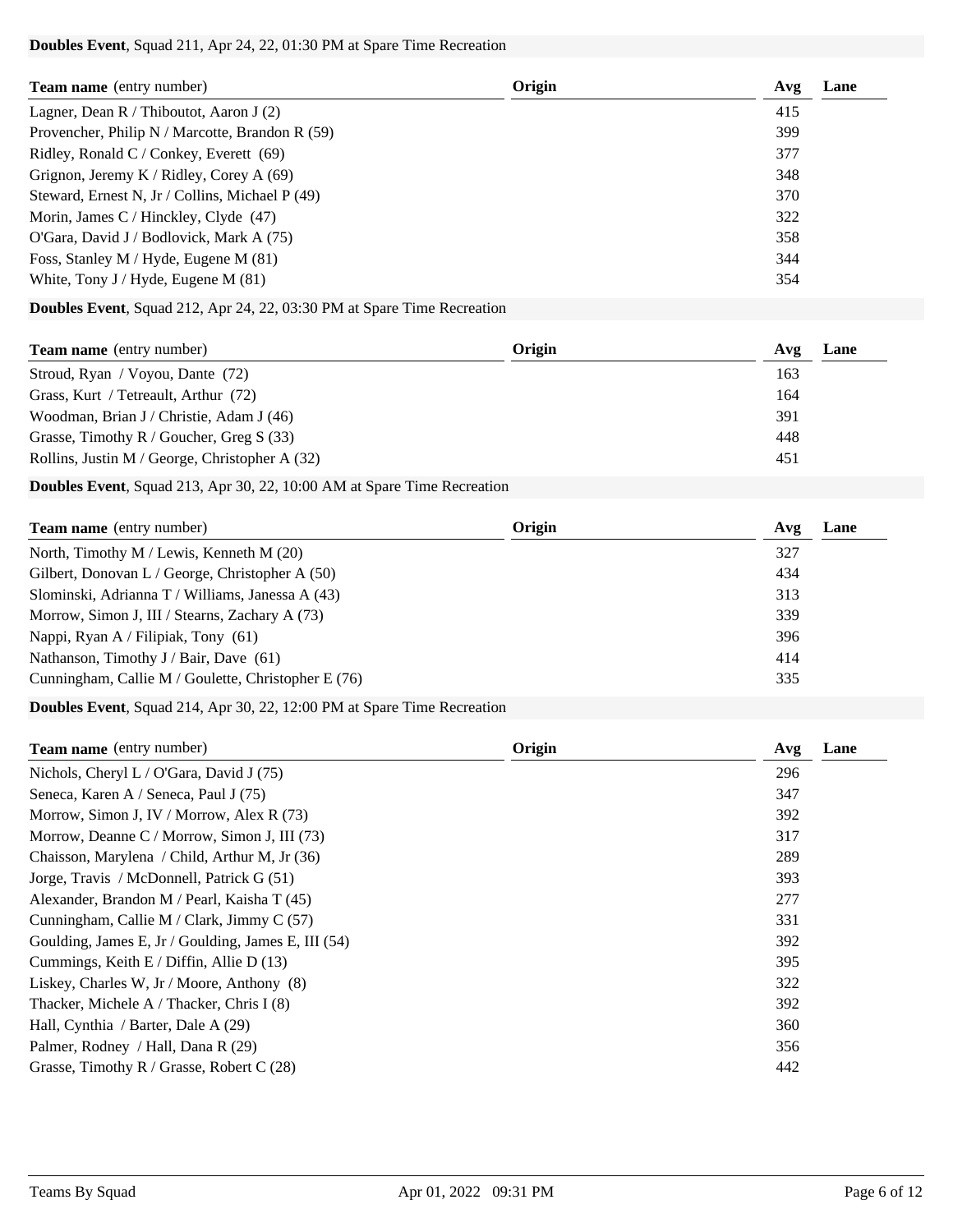**Doubles Event**, Squad 211, Apr 24, 22, 01:30 PM at Spare Time Recreation

| **Team name** (entry number) | **Origin** | **Avg** | **Lane** |
|---|---|---|---|
| Lagner, Dean R / Thiboutot, Aaron J (2) | | 415 | |
| Provencher, Philip N / Marcotte, Brandon R (59) | | 399 | |
| Ridley, Ronald C / Conkey, Everett (69) | | 377 | |
| Grignon, Jeremy K / Ridley, Corey A (69) | | 348 | |
| Steward, Ernest N, Jr / Collins, Michael P (49) | | 370 | |
| Morin, James C / Hinckley, Clyde (47) | | 322 | |
| O'Gara, David J / Bodlovick, Mark A (75) | | 358 | |
| Foss, Stanley M / Hyde, Eugene M (81) | | 344 | |
| White, Tony J / Hyde, Eugene M (81) | | 354 | |

**Doubles Event**, Squad 212, Apr 24, 22, 03:30 PM at Spare Time Recreation

| **Team name** (entry number) | **Origin** | **Avg** | **Lane** |
|---|---|---|---|
| Stroud, Ryan / Voyou, Dante (72) | | 163 | |
| Grass, Kurt / Tetreault, Arthur (72) | | 164 | |
| Woodman, Brian J / Christie, Adam J (46) | | 391 | |
| Grasse, Timothy R / Goucher, Greg S (33) | | 448 | |
| Rollins, Justin M / George, Christopher A (32) | | 451 | |

**Doubles Event**, Squad 213, Apr 30, 22, 10:00 AM at Spare Time Recreation

| **Team name** (entry number) | **Origin** | **Avg** | **Lane** |
|---|---|---|---|
| North, Timothy M / Lewis, Kenneth M (20) | | 327 | |
| Gilbert, Donovan L / George, Christopher A (50) | | 434 | |
| Slominski, Adrianna T / Williams, Janessa A (43) | | 313 | |
| Morrow, Simon J, III / Stearns, Zachary A (73) | | 339 | |
| Nappi, Ryan A / Filipiak, Tony (61) | | 396 | |
| Nathanson, Timothy J / Bair, Dave (61) | | 414 | |
| Cunningham, Callie M / Goulette, Christopher E (76) | | 335 | |

**Doubles Event**, Squad 214, Apr 30, 22, 12:00 PM at Spare Time Recreation

| **Team name** (entry number) | **Origin** | **Avg** | **Lane** |
|---|---|---|---|
| Nichols, Cheryl L / O'Gara, David J (75) | | 296 | |
| Seneca, Karen A / Seneca, Paul J (75) | | 347 | |
| Morrow, Simon J, IV / Morrow, Alex R (73) | | 392 | |
| Morrow, Deanne C / Morrow, Simon J, III (73) | | 317 | |
| Chaisson, Marylena / Child, Arthur M, Jr (36) | | 289 | |
| Jorge, Travis / McDonnell, Patrick G (51) | | 393 | |
| Alexander, Brandon M / Pearl, Kaisha T (45) | | 277 | |
| Cunningham, Callie M / Clark, Jimmy C (57) | | 331 | |
| Goulding, James E, Jr / Goulding, James E, III (54) | | 392 | |
| Cummings, Keith E / Diffin, Allie D (13) | | 395 | |
| Liskey, Charles W, Jr / Moore, Anthony (8) | | 322 | |
| Thacker, Michele A / Thacker, Chris I (8) | | 392 | |
| Hall, Cynthia / Barter, Dale A (29) | | 360 | |
| Palmer, Rodney / Hall, Dana R (29) | | 356 | |
| Grasse, Timothy R / Grasse, Robert C (28) | | 442 | |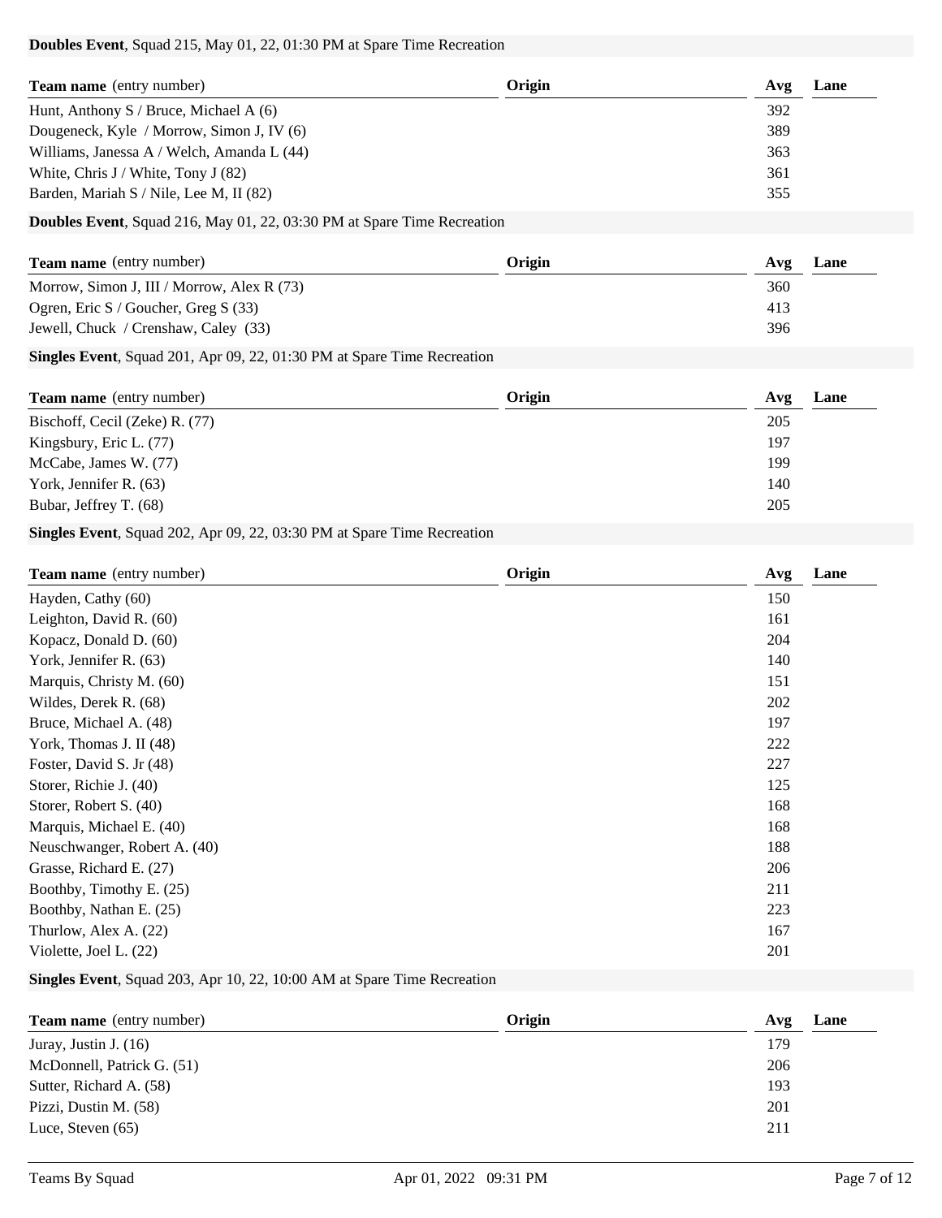**Doubles Event**, Squad 215, May 01, 22, 01:30 PM at Spare Time Recreation

| **Team name** (entry number) | **Origin** | **Avg** | **Lane** |
|---|---|---|---|
| Hunt, Anthony S / Bruce, Michael A (6) | | 392 | |
| Dougeneck, Kyle / Morrow, Simon J, IV (6) | | 389 | |
| Williams, Janessa A / Welch, Amanda L (44) | | 363 | |
| White, Chris J / White, Tony J (82) | | 361 | |
| Barden, Mariah S / Nile, Lee M, II (82) | | 355 | |

**Doubles Event**, Squad 216, May 01, 22, 03:30 PM at Spare Time Recreation

| **Team name** (entry number) | **Origin** | **Avg** | **Lane** |
|---|---|---|---|
| Morrow, Simon J, III / Morrow, Alex R (73) | | 360 | |
| Ogren, Eric S / Goucher, Greg S (33) | | 413 | |
| Jewell, Chuck / Crenshaw, Caley (33) | | 396 | |

**Singles Event**, Squad 201, Apr 09, 22, 01:30 PM at Spare Time Recreation

| **Team name** (entry number) | **Origin** | **Avg** | **Lane** |
|---|---|---|---|
| Bischoff, Cecil (Zeke) R. (77) | | 205 | |
| Kingsbury, Eric L. (77) | | 197 | |
| McCabe, James W. (77) | | 199 | |
| York, Jennifer R. (63) | | 140 | |
| Bubar, Jeffrey T. (68) | | 205 | |

**Singles Event**, Squad 202, Apr 09, 22, 03:30 PM at Spare Time Recreation

| **Team name** (entry number) | **Origin** | **Avg** | **Lane** |
|---|---|---|---|
| Hayden, Cathy (60) | | 150 | |
| Leighton, David R. (60) | | 161 | |
| Kopacz, Donald D. (60) | | 204 | |
| York, Jennifer R. (63) | | 140 | |
| Marquis, Christy M. (60) | | 151 | |
| Wildes, Derek R. (68) | | 202 | |
| Bruce, Michael A. (48) | | 197 | |
| York, Thomas J. II (48) | | 222 | |
| Foster, David S. Jr (48) | | 227 | |
| Storer, Richie J. (40) | | 125 | |
| Storer, Robert S. (40) | | 168 | |
| Marquis, Michael E. (40) | | 168 | |
| Neuschwanger, Robert A. (40) | | 188 | |
| Grasse, Richard E. (27) | | 206 | |
| Boothby, Timothy E. (25) | | 211 | |
| Boothby, Nathan E. (25) | | 223 | |
| Thurlow, Alex A. (22) | | 167 | |
| Violette, Joel L. (22) | | 201 | |

**Singles Event**, Squad 203, Apr 10, 22, 10:00 AM at Spare Time Recreation

| **Team name** (entry number) | **Origin** | **Avg** | **Lane** |
|---|---|---|---|
| Juray, Justin J. (16) | | 179 | |
| McDonnell, Patrick G. (51) | | 206 | |
| Sutter, Richard A. (58) | | 193 | |
| Pizzi, Dustin M. (58) | | 201 | |
| Luce, Steven (65) | | 211 | |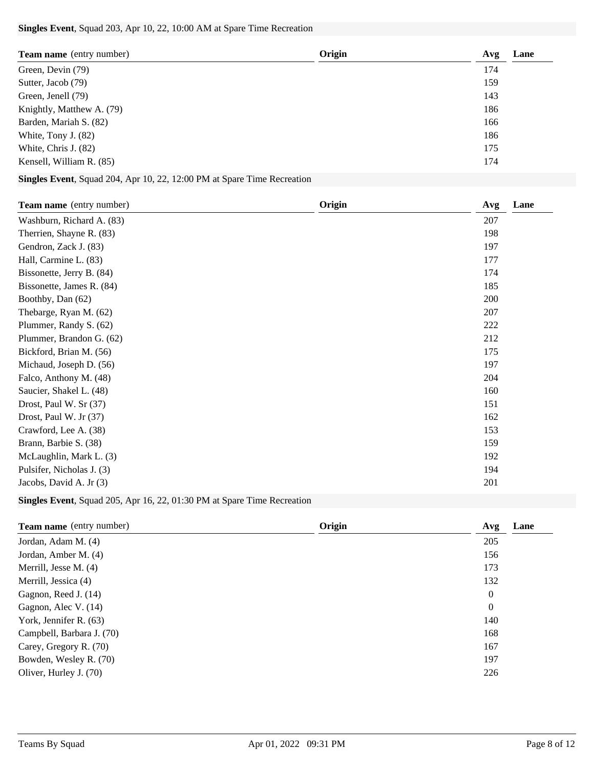**Singles Event**, Squad 203, Apr 10, 22, 10:00 AM at Spare Time Recreation

| **Team name** (entry number) | **Origin** | **Avg** | **Lane** |
|---|---|---|---|
| Green, Devin (79) | | 174 | |
| Sutter, Jacob (79) | | 159 | |
| Green, Jenell (79) | | 143 | |
| Knightly, Matthew A. (79) | | 186 | |
| Barden, Mariah S. (82) | | 166 | |
| White, Tony J. (82) | | 186 | |
| White, Chris J. (82) | | 175 | |
| Kensell, William R. (85) | | 174 | |

**Singles Event**, Squad 204, Apr 10, 22, 12:00 PM at Spare Time Recreation

| **Team name** (entry number) | **Origin** | **Avg** | **Lane** |
|---|---|---|---|
| Washburn, Richard A. (83) | | 207 | |
| Therrien, Shayne R. (83) | | 198 | |
| Gendron, Zack J. (83) | | 197 | |
| Hall, Carmine L. (83) | | 177 | |
| Bissonette, Jerry B. (84) | | 174 | |
| Bissonette, James R. (84) | | 185 | |
| Boothby, Dan (62) | | 200 | |
| Thebarge, Ryan M. (62) | | 207 | |
| Plummer, Randy S. (62) | | 222 | |
| Plummer, Brandon G. (62) | | 212 | |
| Bickford, Brian M. (56) | | 175 | |
| Michaud, Joseph D. (56) | | 197 | |
| Falco, Anthony M. (48) | | 204 | |
| Saucier, Shakel L. (48) | | 160 | |
| Drost, Paul W. Sr (37) | | 151 | |
| Drost, Paul W. Jr (37) | | 162 | |
| Crawford, Lee A. (38) | | 153 | |
| Brann, Barbie S. (38) | | 159 | |
| McLaughlin, Mark L. (3) | | 192 | |
| Pulsifer, Nicholas J. (3) | | 194 | |
| Jacobs, David A. Jr (3) | | 201 | |

**Singles Event**, Squad 205, Apr 16, 22, 01:30 PM at Spare Time Recreation

| **Team name** (entry number) | **Origin** | **Avg** | **Lane** |
|---|---|---|---|
| Jordan, Adam M. (4) | | 205 | |
| Jordan, Amber M. (4) | | 156 | |
| Merrill, Jesse M. (4) | | 173 | |
| Merrill, Jessica (4) | | 132 | |
| Gagnon, Reed J. (14) | | 0 | |
| Gagnon, Alec V. (14) | | 0 | |
| York, Jennifer R. (63) | | 140 | |
| Campbell, Barbara J. (70) | | 168 | |
| Carey, Gregory R. (70) | | 167 | |
| Bowden, Wesley R. (70) | | 197 | |
| Oliver, Hurley J. (70) | | 226 | |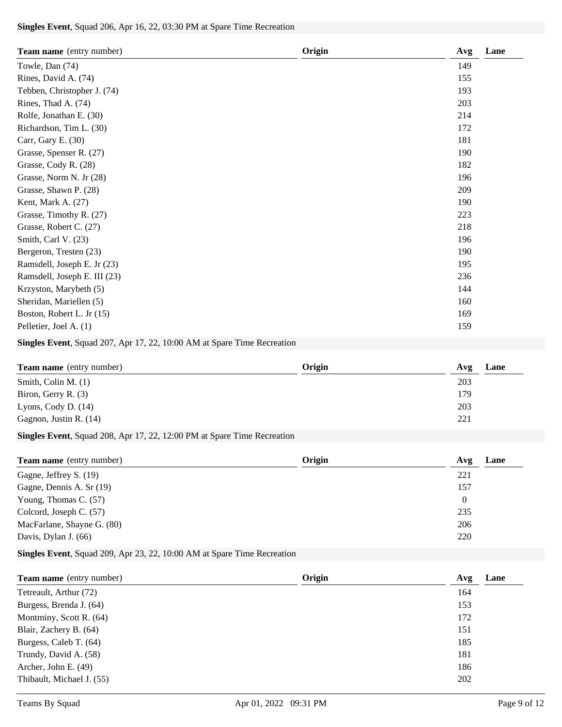**Singles Event**, Squad 206, Apr 16, 22, 03:30 PM at Spare Time Recreation

| **Team name** (entry number) | **Origin** | **Avg** | **Lane** |
|---|---|---|---|
| Towle, Dan (74) | | 149 | |
| Rines, David A. (74) | | 155 | |
| Tebben, Christopher J. (74) | | 193 | |
| Rines, Thad A. (74) | | 203 | |
| Rolfe, Jonathan E. (30) | | 214 | |
| Richardson, Tim L. (30) | | 172 | |
| Carr, Gary E. (30) | | 181 | |
| Grasse, Spenser R. (27) | | 190 | |
| Grasse, Cody R. (28) | | 182 | |
| Grasse, Norm N. Jr (28) | | 196 | |
| Grasse, Shawn P. (28) | | 209 | |
| Kent, Mark A. (27) | | 190 | |
| Grasse, Timothy R. (27) | | 223 | |
| Grasse, Robert C. (27) | | 218 | |
| Smith, Carl V. (23) | | 196 | |
| Bergeron, Tresten (23) | | 190 | |
| Ramsdell, Joseph E. Jr (23) | | 195 | |
| Ramsdell, Joseph E. III (23) | | 236 | |
| Krzyston, Marybeth (5) | | 144 | |
| Sheridan, Mariellen (5) | | 160 | |
| Boston, Robert L. Jr (15) | | 169 | |
| Pelletier, Joel A. (1) | | 159 | |

**Singles Event**, Squad 207, Apr 17, 22, 10:00 AM at Spare Time Recreation

| **Team name** (entry number) | **Origin** | **Avg** | **Lane** |
|---|---|---|---|
| Smith, Colin M. (1) | | 203 | |
| Biron, Gerry R. (3) | | 179 | |
| Lyons, Cody D. (14) | | 203 | |
| Gagnon, Justin R. (14) | | 221 | |

**Singles Event**, Squad 208, Apr 17, 22, 12:00 PM at Spare Time Recreation

| **Team name** (entry number) | **Origin** | **Avg** | **Lane** |
|---|---|---|---|
| Gagne, Jeffrey S. (19) | | 221 | |
| Gagne, Dennis A. Sr (19) | | 157 | |
| Young, Thomas C. (57) | | 0 | |
| Colcord, Joseph C. (57) | | 235 | |
| MacFarlane, Shayne G. (80) | | 206 | |
| Davis, Dylan J. (66) | | 220 | |

**Singles Event**, Squad 209, Apr 23, 22, 10:00 AM at Spare Time Recreation

| **Team name** (entry number) | **Origin** | **Avg** | **Lane** |
|---|---|---|---|
| Tetreault, Arthur (72) | | 164 | |
| Burgess, Brenda J. (64) | | 153 | |
| Montminy, Scott R. (64) | | 172 | |
| Blair, Zachery B. (64) | | 151 | |
| Burgess, Caleb T. (64) | | 185 | |
| Trundy, David A. (58) | | 181 | |
| Archer, John E. (49) | | 186 | |
| Thibault, Michael J. (55) | | 202 | |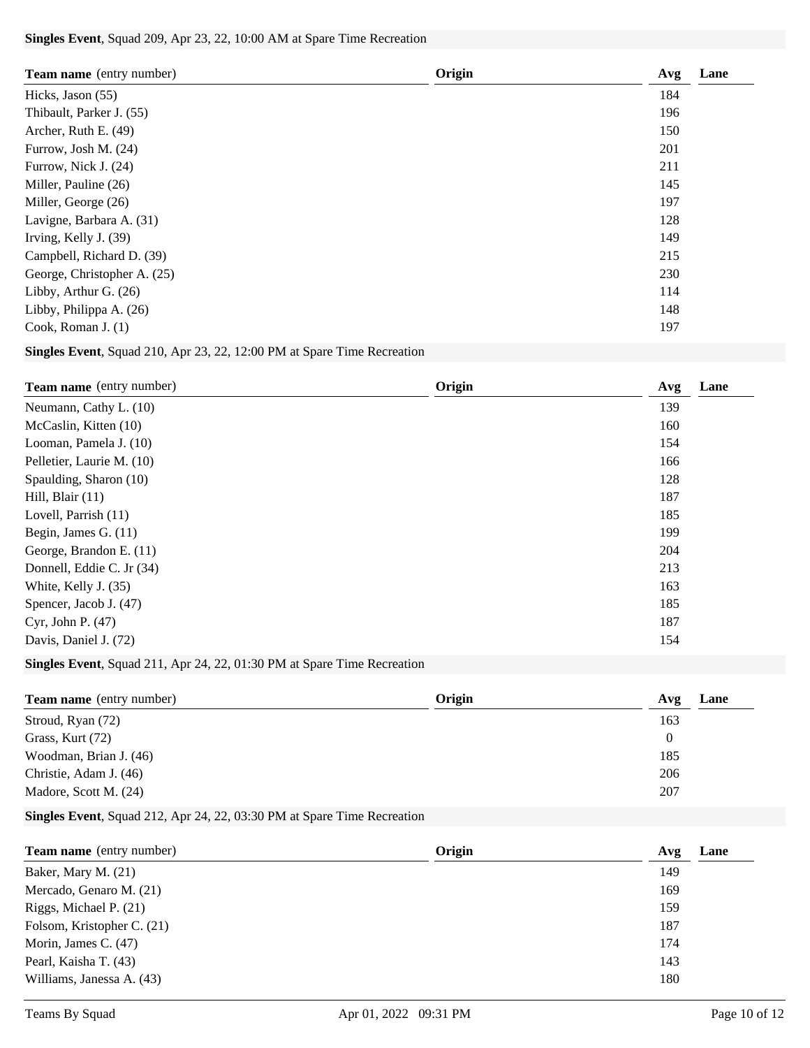**Singles Event**, Squad 209, Apr 23, 22, 10:00 AM at Spare Time Recreation

| **Team name** (entry number) | **Origin** | **Avg** | **Lane** |
|---|---|---|---|
| Hicks, Jason (55) | | 184 | |
| Thibault, Parker J. (55) | | 196 | |
| Archer, Ruth E. (49) | | 150 | |
| Furrow, Josh M. (24) | | 201 | |
| Furrow, Nick J. (24) | | 211 | |
| Miller, Pauline (26) | | 145 | |
| Miller, George (26) | | 197 | |
| Lavigne, Barbara A. (31) | | 128 | |
| Irving, Kelly J. (39) | | 149 | |
| Campbell, Richard D. (39) | | 215 | |
| George, Christopher A. (25) | | 230 | |
| Libby, Arthur G. (26) | | 114 | |
| Libby, Philippa A. (26) | | 148 | |
| Cook, Roman J. (1) | | 197 | |

**Singles Event**, Squad 210, Apr 23, 22, 12:00 PM at Spare Time Recreation

| **Team name** (entry number) | **Origin** | **Avg** | **Lane** |
|---|---|---|---|
| Neumann, Cathy L. (10) | | 139 | |
| McCaslin, Kitten (10) | | 160 | |
| Looman, Pamela J. (10) | | 154 | |
| Pelletier, Laurie M. (10) | | 166 | |
| Spaulding, Sharon (10) | | 128 | |
| Hill, Blair (11) | | 187 | |
| Lovell, Parrish (11) | | 185 | |
| Begin, James G. (11) | | 199 | |
| George, Brandon E. (11) | | 204 | |
| Donnell, Eddie C. Jr (34) | | 213 | |
| White, Kelly J. (35) | | 163 | |
| Spencer, Jacob J. (47) | | 185 | |
| Cyr, John P. (47) | | 187 | |
| Davis, Daniel J. (72) | | 154 | |

**Singles Event**, Squad 211, Apr 24, 22, 01:30 PM at Spare Time Recreation

| **Team name** (entry number) | **Origin** | **Avg** | **Lane** |
|---|---|---|---|
| Stroud, Ryan (72) | | 163 | |
| Grass, Kurt (72) | | 0 | |
| Woodman, Brian J. (46) | | 185 | |
| Christie, Adam J. (46) | | 206 | |
| Madore, Scott M. (24) | | 207 | |

**Singles Event**, Squad 212, Apr 24, 22, 03:30 PM at Spare Time Recreation

| **Team name** (entry number) | **Origin** | **Avg** | **Lane** |
|---|---|---|---|
| Baker, Mary M. (21) | | 149 | |
| Mercado, Genaro M. (21) | | 169 | |
| Riggs, Michael P. (21) | | 159 | |
| Folsom, Kristopher C. (21) | | 187 | |
| Morin, James C. (47) | | 174 | |
| Pearl, Kaisha T. (43) | | 143 | |
| Williams, Janessa A. (43) | | 180 | |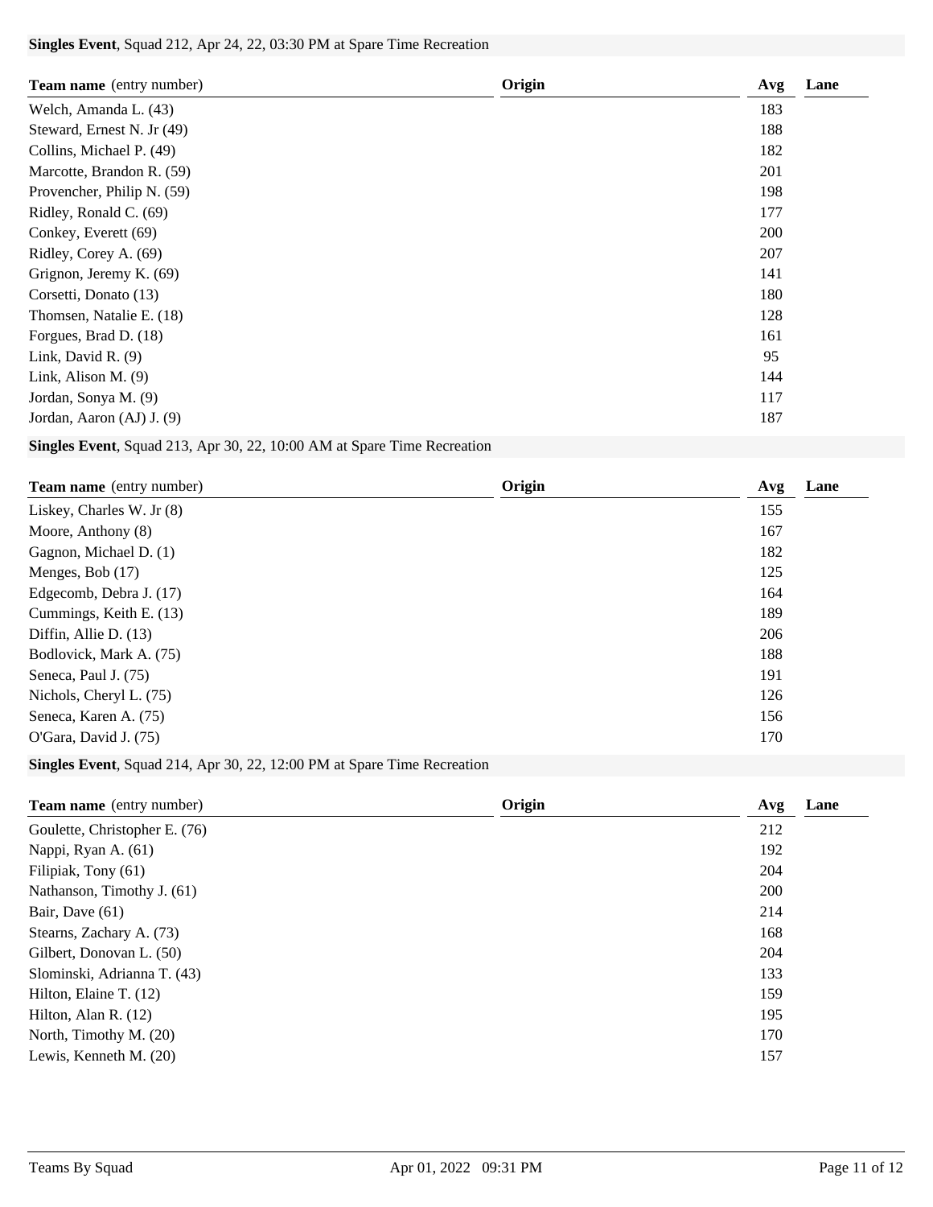**Singles Event**, Squad 212, Apr 24, 22, 03:30 PM at Spare Time Recreation

| **Team name** (entry number) | **Origin** | **Avg** | **Lane** |
|---|---|---|---|
| Welch, Amanda L. (43) | | 183 | |
| Steward, Ernest N. Jr (49) | | 188 | |
| Collins, Michael P. (49) | | 182 | |
| Marcotte, Brandon R. (59) | | 201 | |
| Provencher, Philip N. (59) | | 198 | |
| Ridley, Ronald C. (69) | | 177 | |
| Conkey, Everett (69) | | 200 | |
| Ridley, Corey A. (69) | | 207 | |
| Grignon, Jeremy K. (69) | | 141 | |
| Corsetti, Donato (13) | | 180 | |
| Thomsen, Natalie E. (18) | | 128 | |
| Forgues, Brad D. (18) | | 161 | |
| Link, David R. (9) | | 95 | |
| Link, Alison M. (9) | | 144 | |
| Jordan, Sonya M. (9) | | 117 | |
| Jordan, Aaron (AJ) J. (9) | | 187 | |

**Singles Event**, Squad 213, Apr 30, 22, 10:00 AM at Spare Time Recreation

| **Team name** (entry number) | **Origin** | **Avg** | **Lane** |
|---|---|---|---|
| Liskey, Charles W. Jr (8) | | 155 | |
| Moore, Anthony (8) | | 167 | |
| Gagnon, Michael D. (1) | | 182 | |
| Menges, Bob (17) | | 125 | |
| Edgecomb, Debra J. (17) | | 164 | |
| Cummings, Keith E. (13) | | 189 | |
| Diffin, Allie D. (13) | | 206 | |
| Bodlovick, Mark A. (75) | | 188 | |
| Seneca, Paul J. (75) | | 191 | |
| Nichols, Cheryl L. (75) | | 126 | |
| Seneca, Karen A. (75) | | 156 | |
| O'Gara, David J. (75) | | 170 | |

**Singles Event**, Squad 214, Apr 30, 22, 12:00 PM at Spare Time Recreation

| **Team name** (entry number) | **Origin** | **Avg** | **Lane** |
|---|---|---|---|
| Goulette, Christopher E. (76) | | 212 | |
| Nappi, Ryan A. (61) | | 192 | |
| Filipiak, Tony (61) | | 204 | |
| Nathanson, Timothy J. (61) | | 200 | |
| Bair, Dave (61) | | 214 | |
| Stearns, Zachary A. (73) | | 168 | |
| Gilbert, Donovan L. (50) | | 204 | |
| Slominski, Adrianna T. (43) | | 133 | |
| Hilton, Elaine T. (12) | | 159 | |
| Hilton, Alan R. (12) | | 195 | |
| North, Timothy M. (20) | | 170 | |
| Lewis, Kenneth M. (20) | | 157 | |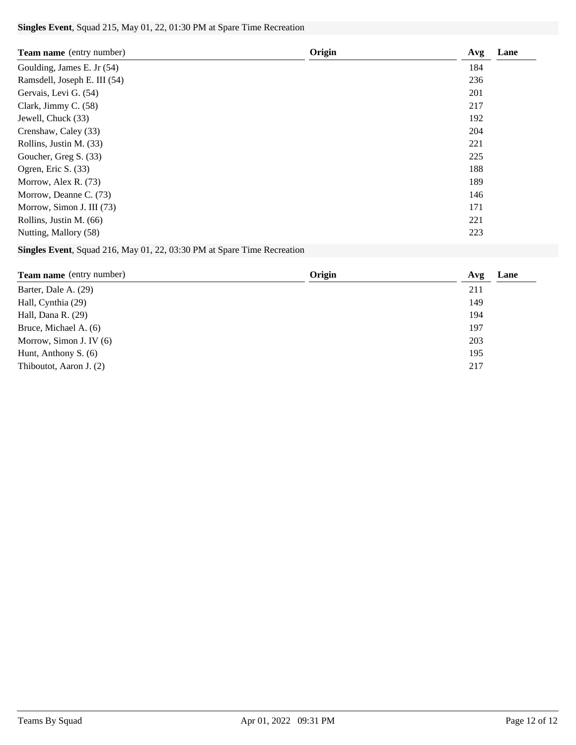**Singles Event**, Squad 215, May 01, 22, 01:30 PM at Spare Time Recreation

| **Team name** (entry number) | **Origin** | **Avg** | **Lane** |
|---|---|---|---|
| Goulding, James E. Jr (54) | | 184 | |
| Ramsdell, Joseph E. III (54) | | 236 | |
| Gervais, Levi G. (54) | | 201 | |
| Clark, Jimmy C. (58) | | 217 | |
| Jewell, Chuck (33) | | 192 | |
| Crenshaw, Caley (33) | | 204 | |
| Rollins, Justin M. (33) | | 221 | |
| Goucher, Greg S. (33) | | 225 | |
| Ogren, Eric S. (33) | | 188 | |
| Morrow, Alex R. (73) | | 189 | |
| Morrow, Deanne C. (73) | | 146 | |
| Morrow, Simon J. III (73) | | 171 | |
| Rollins, Justin M. (66) | | 221 | |
| Nutting, Mallory (58) | | 223 | |

**Singles Event**, Squad 216, May 01, 22, 03:30 PM at Spare Time Recreation

| **Team name** (entry number) | **Origin** | **Avg** | **Lane** |
|---|---|---|---|
| Barter, Dale A. (29) | | 211 | |
| Hall, Cynthia (29) | | 149 | |
| Hall, Dana R. (29) | | 194 | |
| Bruce, Michael A. (6) | | 197 | |
| Morrow, Simon J. IV (6) | | 203 | |
| Hunt, Anthony S. (6) | | 195 | |
| Thiboutot, Aaron J. (2) | | 217 | |

Teams By Squad Apr 01, 2022 09:31 PM